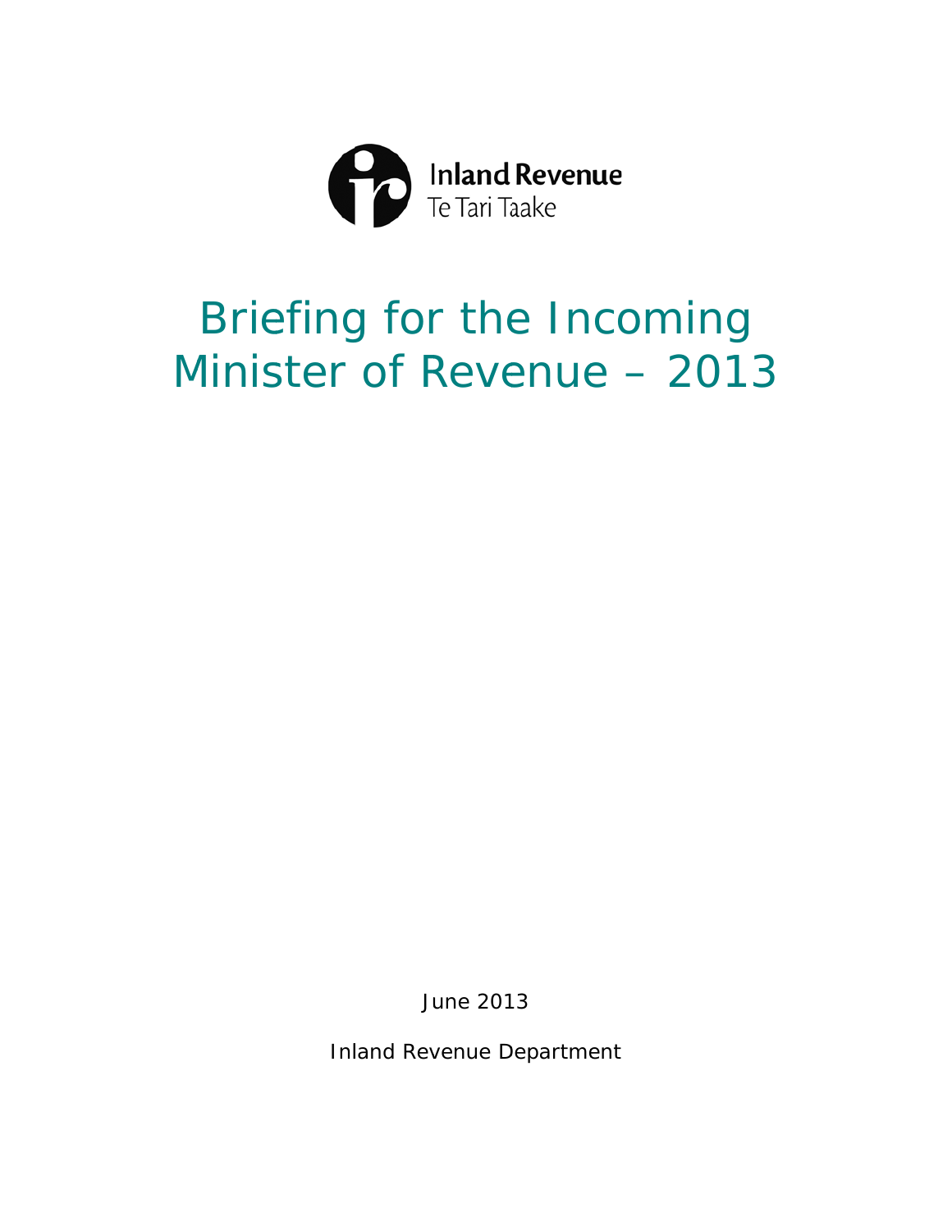Inland Revenue
Te Tari Taake

# Briefing for the Incoming Minister of Revenue – 2013

June 2013

Inland Revenue Department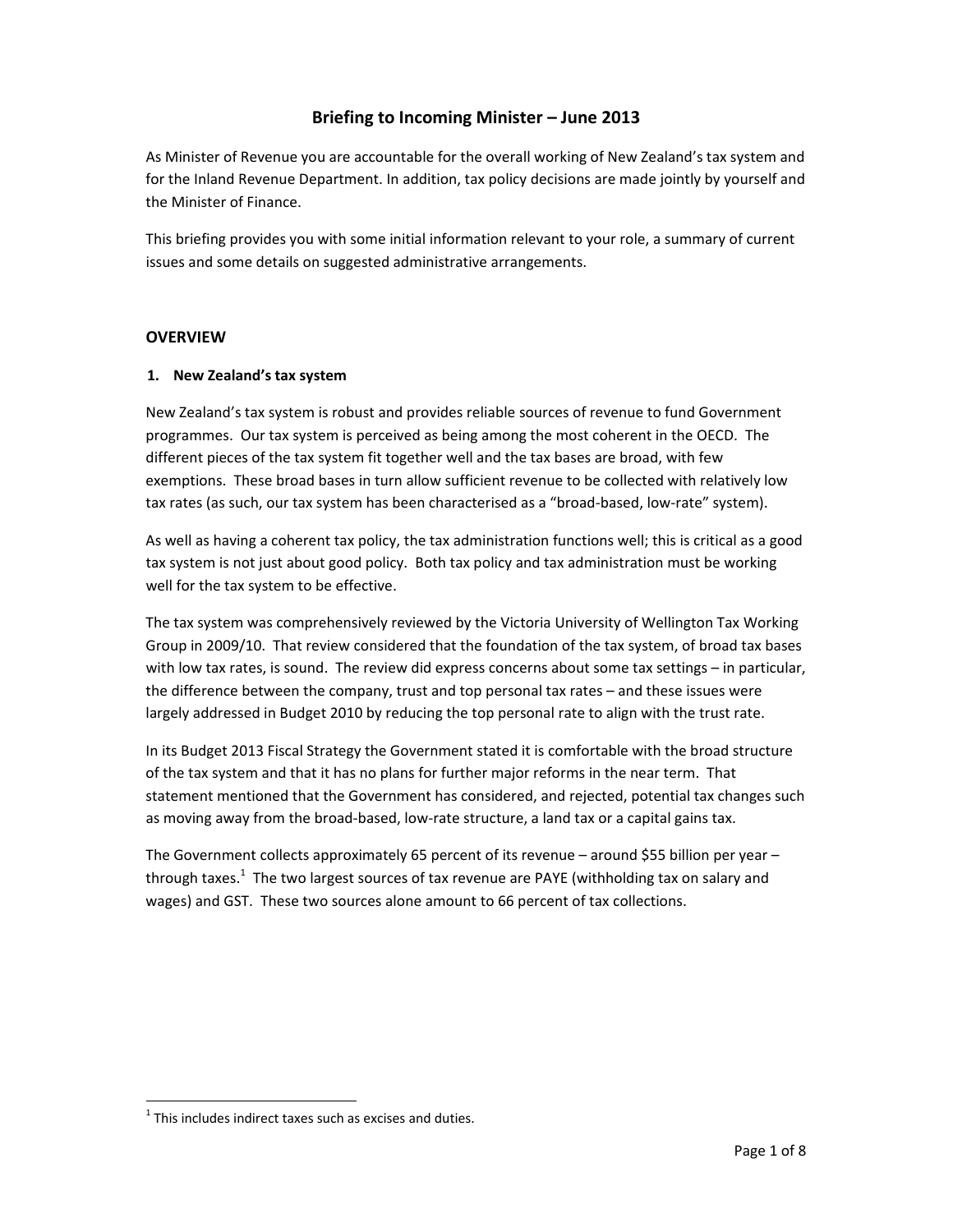# Briefing to Incoming Minister – June 2013

As Minister of Revenue you are accountable for the overall working of New Zealand's tax system and for the Inland Revenue Department. In addition, tax policy decisions are made jointly by yourself and the Minister of Finance.

This briefing provides you with some initial information relevant to your role, a summary of current issues and some details on suggested administrative arrangements.

## OVERVIEW

### 1. New Zealand's tax system

New Zealand's tax system is robust and provides reliable sources of revenue to fund Government programmes. Our tax system is perceived as being among the most coherent in the OECD. The different pieces of the tax system fit together well and the tax bases are broad, with few exemptions. These broad bases in turn allow sufficient revenue to be collected with relatively low tax rates (as such, our tax system has been characterised as a "broad-based, low-rate" system).

As well as having a coherent tax policy, the tax administration functions well; this is critical as a good tax system is not just about good policy. Both tax policy and tax administration must be working well for the tax system to be effective.

The tax system was comprehensively reviewed by the Victoria University of Wellington Tax Working Group in 2009/10. That review considered that the foundation of the tax system, of broad tax bases with low tax rates, is sound. The review did express concerns about some tax settings – in particular, the difference between the company, trust and top personal tax rates – and these issues were largely addressed in Budget 2010 by reducing the top personal rate to align with the trust rate.

In its Budget 2013 Fiscal Strategy the Government stated it is comfortable with the broad structure of the tax system and that it has no plans for further major reforms in the near term. That statement mentioned that the Government has considered, and rejected, potential tax changes such as moving away from the broad-based, low-rate structure, a land tax or a capital gains tax.

The Government collects approximately 65 percent of its revenue – around $55 billion per year – through taxes.[1] The two largest sources of tax revenue are PAYE (withholding tax on salary and wages) and GST. These two sources alone amount to 66 percent of tax collections.

[1] This includes indirect taxes such as excises and duties.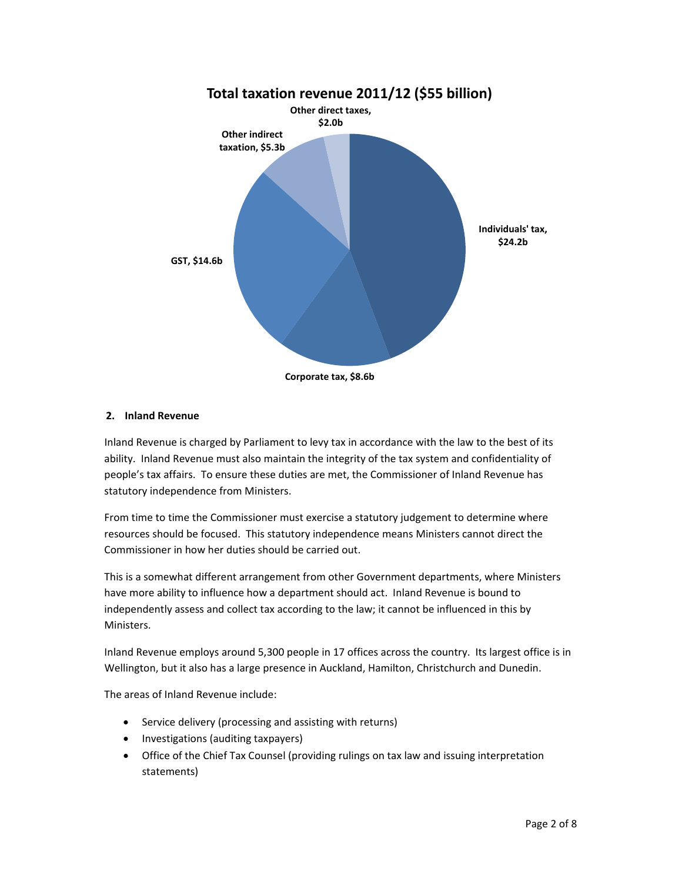**Total taxation revenue 2011/12 ($55 billion)**

Other direct taxes, $2.0b

Other indirect taxation, $5.3b

Individuals' tax, $24.2b

GST, $14.6b

Corporate tax, $8.6b

## 2. Inland Revenue

Inland Revenue is charged by Parliament to levy tax in accordance with the law to the best of its ability. Inland Revenue must also maintain the integrity of the tax system and confidentiality of people's tax affairs. To ensure these duties are met, the Commissioner of Inland Revenue has statutory independence from Ministers.

From time to time the Commissioner must exercise a statutory judgement to determine where resources should be focused. This statutory independence means Ministers cannot direct the Commissioner in how her duties should be carried out.

This is a somewhat different arrangement from other Government departments, where Ministers have more ability to influence how a department should act. Inland Revenue is bound to independently assess and collect tax according to the law; it cannot be influenced in this by Ministers.

Inland Revenue employs around 5,300 people in 17 offices across the country. Its largest office is in Wellington, but it also has a large presence in Auckland, Hamilton, Christchurch and Dunedin.

The areas of Inland Revenue include:

- Service delivery (processing and assisting with returns)
- Investigations (auditing taxpayers)
- Office of the Chief Tax Counsel (providing rulings on tax law and issuing interpretation statements)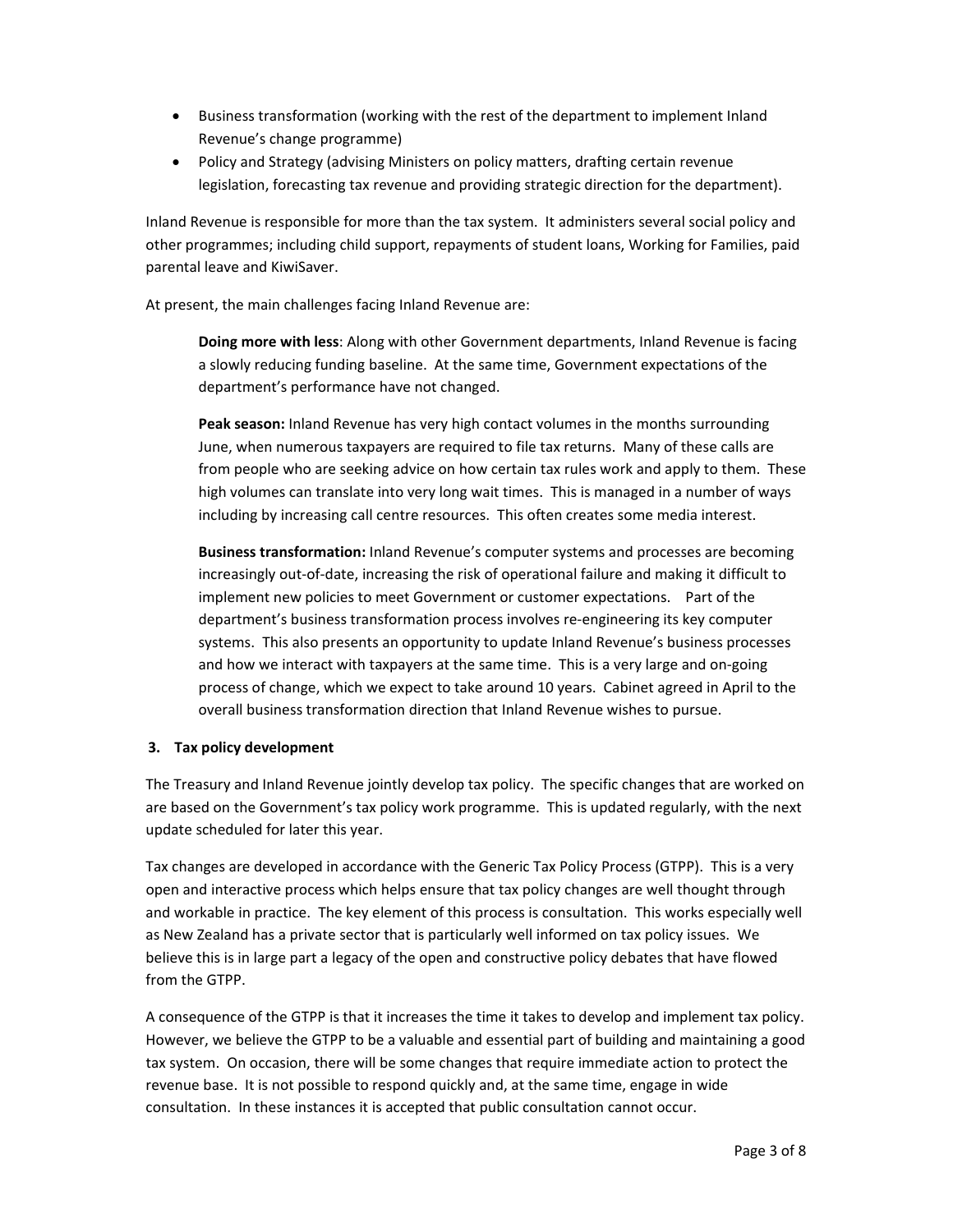- Business transformation (working with the rest of the department to implement Inland Revenue's change programme)
- Policy and Strategy (advising Ministers on policy matters, drafting certain revenue legislation, forecasting tax revenue and providing strategic direction for the department).

Inland Revenue is responsible for more than the tax system. It administers several social policy and other programmes; including child support, repayments of student loans, Working for Families, paid parental leave and KiwiSaver.

At present, the main challenges facing Inland Revenue are:

> **Doing more with less**: Along with other Government departments, Inland Revenue is facing a slowly reducing funding baseline. At the same time, Government expectations of the department's performance have not changed.
>
> **Peak season:** Inland Revenue has very high contact volumes in the months surrounding June, when numerous taxpayers are required to file tax returns. Many of these calls are from people who are seeking advice on how certain tax rules work and apply to them. These high volumes can translate into very long wait times. This is managed in a number of ways including by increasing call centre resources. This often creates some media interest.
>
> **Business transformation:** Inland Revenue's computer systems and processes are becoming increasingly out-of-date, increasing the risk of operational failure and making it difficult to implement new policies to meet Government or customer expectations. Part of the department's business transformation process involves re-engineering its key computer systems. This also presents an opportunity to update Inland Revenue's business processes and how we interact with taxpayers at the same time. This is a very large and on-going process of change, which we expect to take around 10 years. Cabinet agreed in April to the overall business transformation direction that Inland Revenue wishes to pursue.

### 3. Tax policy development

The Treasury and Inland Revenue jointly develop tax policy. The specific changes that are worked on are based on the Government's tax policy work programme. This is updated regularly, with the next update scheduled for later this year.

Tax changes are developed in accordance with the Generic Tax Policy Process (GTPP). This is a very open and interactive process which helps ensure that tax policy changes are well thought through and workable in practice. The key element of this process is consultation. This works especially well as New Zealand has a private sector that is particularly well informed on tax policy issues. We believe this is in large part a legacy of the open and constructive policy debates that have flowed from the GTPP.

A consequence of the GTPP is that it increases the time it takes to develop and implement tax policy. However, we believe the GTPP to be a valuable and essential part of building and maintaining a good tax system. On occasion, there will be some changes that require immediate action to protect the revenue base. It is not possible to respond quickly and, at the same time, engage in wide consultation. In these instances it is accepted that public consultation cannot occur.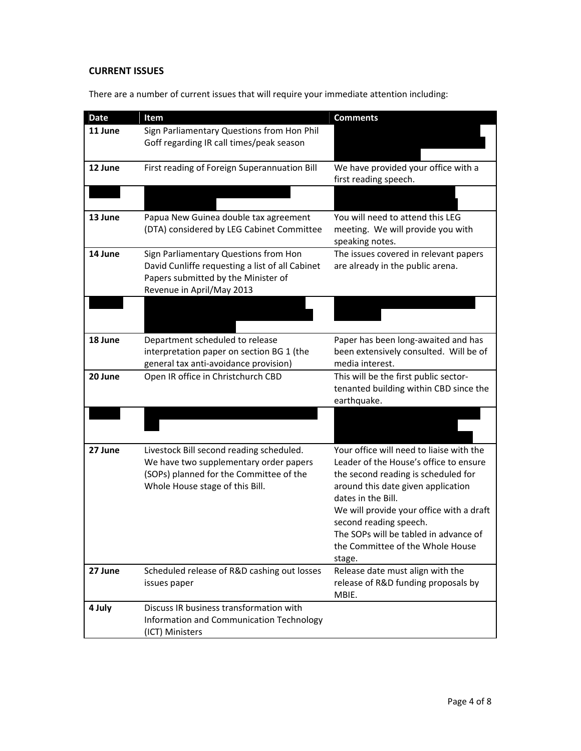## CURRENT ISSUES

There are a number of current issues that will require your immediate attention including:

| Date | Item | Comments |
|---|---|---|
| 11 June | Sign Parliamentary Questions from Hon Phil Goff regarding IR call times/peak season | |
| 12 June | First reading of Foreign Superannuation Bill | We have provided your office with a first reading speech. |
| | | |
| 13 June | Papua New Guinea double tax agreement (DTA) considered by LEG Cabinet Committee | You will need to attend this LEG meeting. We will provide you with speaking notes. |
| 14 June | Sign Parliamentary Questions from Hon David Cunliffe requesting a list of all Cabinet Papers submitted by the Minister of Revenue in April/May 2013 | The issues covered in relevant papers are already in the public arena. |
| | | |
| 18 June | Department scheduled to release interpretation paper on section BG 1 (the general tax anti-avoidance provision) | Paper has been long-awaited and has been extensively consulted. Will be of media interest. |
| 20 June | Open IR office in Christchurch CBD | This will be the first public sector-tenanted building within CBD since the earthquake. |
| | | |
| 27 June | Livestock Bill second reading scheduled. We have two supplementary order papers (SOPs) planned for the Committee of the Whole House stage of this Bill. | Your office will need to liaise with the Leader of the House's office to ensure the second reading is scheduled for around this date given application dates in the Bill.<br>We will provide your office with a draft second reading speech.<br>The SOPs will be tabled in advance of the Committee of the Whole House stage. |
| 27 June | Scheduled release of R&D cashing out losses issues paper | Release date must align with the release of R&D funding proposals by MBIE. |
| 4 July | Discuss IR business transformation with Information and Communication Technology (ICT) Ministers | |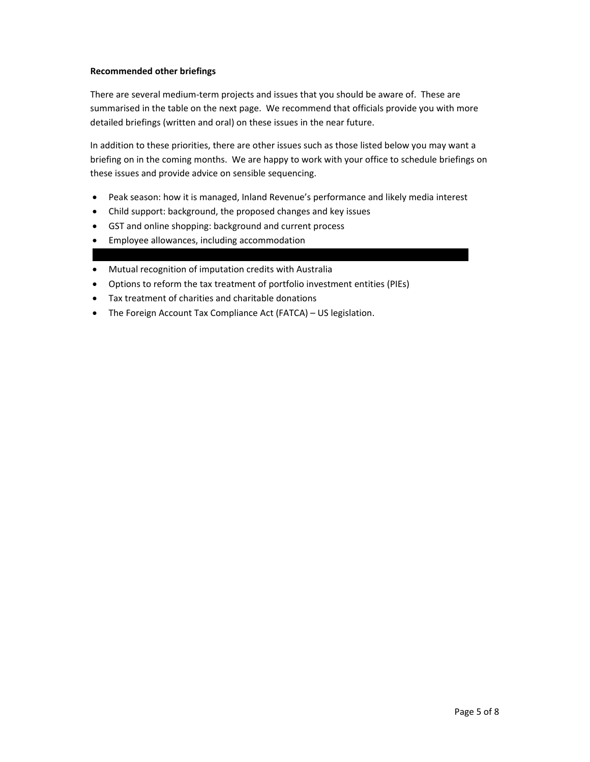**Recommended other briefings**

There are several medium-term projects and issues that you should be aware of. These are summarised in the table on the next page. We recommend that officials provide you with more detailed briefings (written and oral) on these issues in the near future.

In addition to these priorities, there are other issues such as those listed below you may want a briefing on in the coming months. We are happy to work with your office to schedule briefings on these issues and provide advice on sensible sequencing.

- Peak season: how it is managed, Inland Revenue's performance and likely media interest
- Child support: background, the proposed changes and key issues
- GST and online shopping: background and current process
- Employee allowances, including accommodation
- Mutual recognition of imputation credits with Australia
- Options to reform the tax treatment of portfolio investment entities (PIEs)
- Tax treatment of charities and charitable donations
- The Foreign Account Tax Compliance Act (FATCA) – US legislation.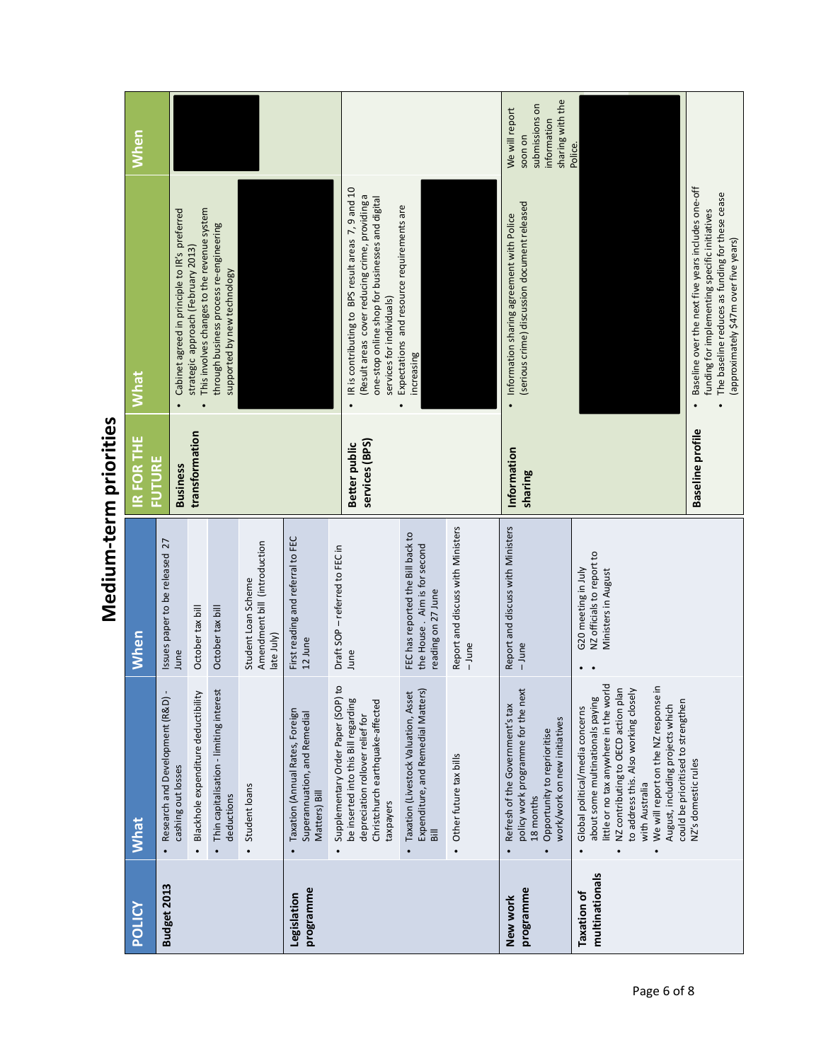# Medium-term priorities

| POLICY | What | When |
|---|---|---|
| **Budget 2013** | • Research and Development (R&D) - cashing out losses | Issues paper to be released 27 June |
| | • Blackhole expenditure deductibility | October tax bill |
| | • Thin capitalisation - limiting interest deductions | October tax bill |
| | • Student loans | Student Loan Scheme Amendment bill (introduction late July) |
| **Legislation programme** | • Taxation (Annual Rates, Foreign Superannuation, and Remedial Matters) Bill | First reading and referral to FEC 12 June |
| | • Supplementary Order Paper (SOP) to be inserted into this Bill regarding depreciation rollover relief for Christchurch earthquake-affected taxpayers | Draft SOP – referred to FEC in June |
| | • Taxation (Livestock Valuation, Asset Expenditure, and Remedial Matters) Bill | FEC has reported the Bill back to the House. Aim is for second reading on 27 June |
| | • Other future tax bills | Report and discuss with Ministers – June |
| **New work programme** | • Refresh of the Government's tax policy work programme for the next 18 months<br>• Opportunity to reprioritise work/work on new initiatives | Report and discuss with Ministers – June |
| **Taxation of multinationals** | • Global political/media concerns about some multinationals paying little or no tax anywhere in the world<br>• NZ contributing to OECD action plan to address this. Also working closely with Australia<br>• We will report on the NZ response in August, including projects which could be prioritised to strengthen NZ's domestic rules | • G20 meeting in July<br>• NZ officials to report to Ministers in August |

| IR FOR THE FUTURE | What | When |
|---|---|---|
| **Business transformation** | • Cabinet agreed in principle to IR's preferred strategic approach (February 2013)<br>• This involves changes to the revenue system through business process re-engineering supported by new technology | |
| **Better public services (BPS)** | • IR is contributing to BPS result areas 7, 9 and 10 (Result areas cover reducing crime, providing a one-stop online shop for businesses and digital services for individuals)<br>• Expectations and resource requirements are increasing | |
| **Information sharing** | • Information sharing agreement with Police (serious crime) discussion document released | We will report soon on submissions on information sharing with the Police. |
| **Baseline profile** | • Baseline over the next five years includes one-off funding for implementing specific initiatives<br>• The baseline reduces as funding for these cease (approximately $47m over five years) | |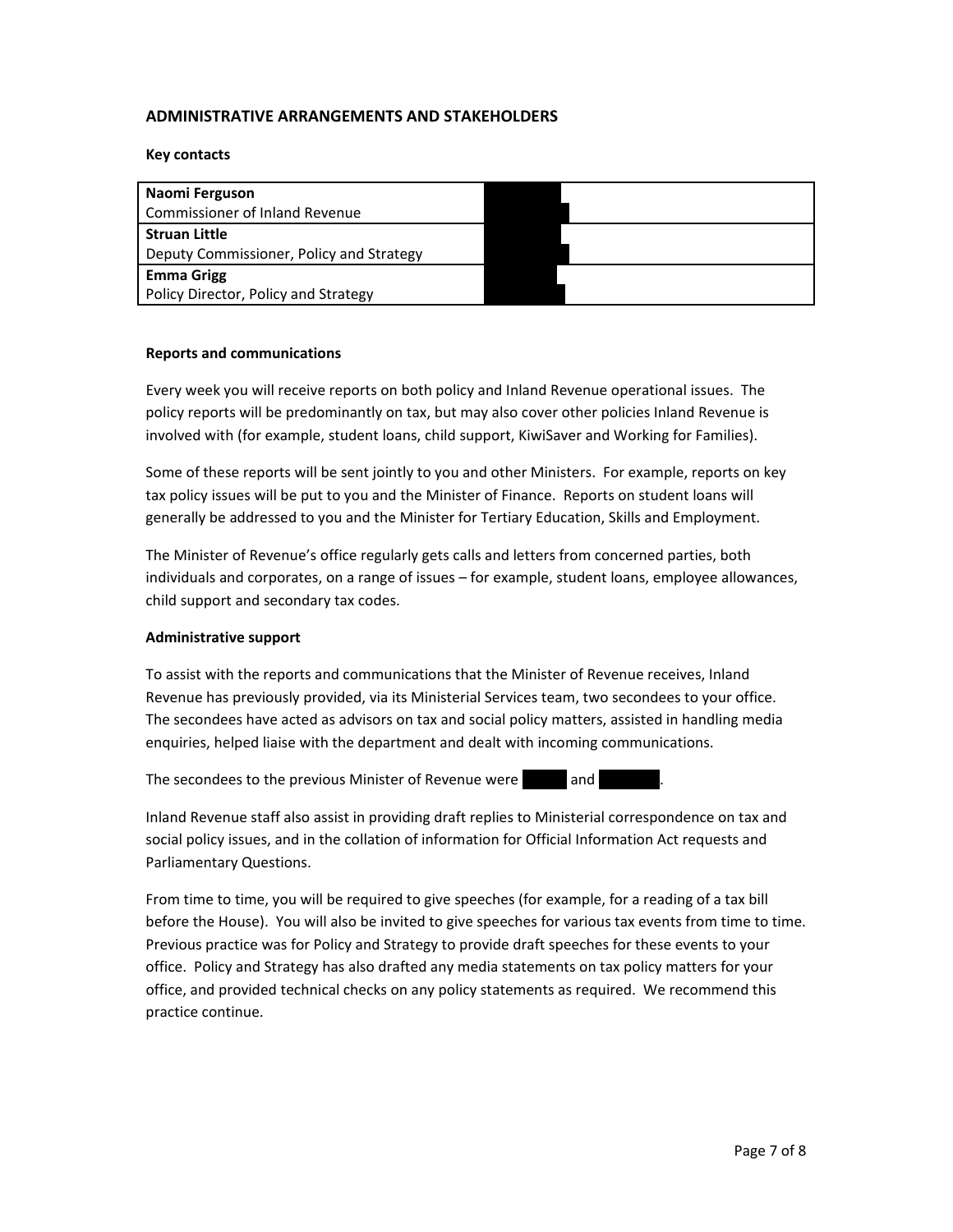## ADMINISTRATIVE ARRANGEMENTS AND STAKEHOLDERS

**Key contacts**

| | |
|---|---|
| **Naomi Ferguson**<br>Commissioner of Inland Revenue | |
| **Struan Little**<br>Deputy Commissioner, Policy and Strategy | |
| **Emma Grigg**<br>Policy Director, Policy and Strategy | |

**Reports and communications**

Every week you will receive reports on both policy and Inland Revenue operational issues. The policy reports will be predominantly on tax, but may also cover other policies Inland Revenue is involved with (for example, student loans, child support, KiwiSaver and Working for Families).

Some of these reports will be sent jointly to you and other Ministers. For example, reports on key tax policy issues will be put to you and the Minister of Finance. Reports on student loans will generally be addressed to you and the Minister for Tertiary Education, Skills and Employment.

The Minister of Revenue's office regularly gets calls and letters from concerned parties, both individuals and corporates, on a range of issues – for example, student loans, employee allowances, child support and secondary tax codes.

**Administrative support**

To assist with the reports and communications that the Minister of Revenue receives, Inland Revenue has previously provided, via its Ministerial Services team, two secondees to your office. The secondees have acted as advisors on tax and social policy matters, assisted in handling media enquiries, helped liaise with the department and dealt with incoming communications.

The secondees to the previous Minister of Revenue were and .

Inland Revenue staff also assist in providing draft replies to Ministerial correspondence on tax and social policy issues, and in the collation of information for Official Information Act requests and Parliamentary Questions.

From time to time, you will be required to give speeches (for example, for a reading of a tax bill before the House). You will also be invited to give speeches for various tax events from time to time. Previous practice was for Policy and Strategy to provide draft speeches for these events to your office. Policy and Strategy has also drafted any media statements on tax policy matters for your office, and provided technical checks on any policy statements as required. We recommend this practice continue.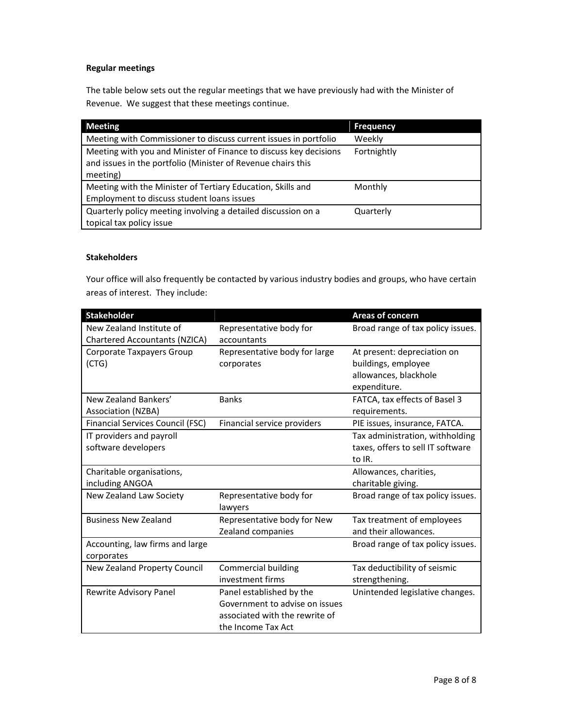**Regular meetings**

The table below sets out the regular meetings that we have previously had with the Minister of Revenue. We suggest that these meetings continue.

| Meeting | Frequency |
|---|---|
| Meeting with Commissioner to discuss current issues in portfolio | Weekly |
| Meeting with you and Minister of Finance to discuss key decisions and issues in the portfolio (Minister of Revenue chairs this meeting) | Fortnightly |
| Meeting with the Minister of Tertiary Education, Skills and Employment to discuss student loans issues | Monthly |
| Quarterly policy meeting involving a detailed discussion on a topical tax policy issue | Quarterly |

**Stakeholders**

Your office will also frequently be contacted by various industry bodies and groups, who have certain areas of interest. They include:

| Stakeholder | | Areas of concern |
|---|---|---|
| New Zealand Institute of Chartered Accountants (NZICA) | Representative body for accountants | Broad range of tax policy issues. |
| Corporate Taxpayers Group (CTG) | Representative body for large corporates | At present: depreciation on buildings, employee allowances, blackhole expenditure. |
| New Zealand Bankers' Association (NZBA) | Banks | FATCA, tax effects of Basel 3 requirements. |
| Financial Services Council (FSC) | Financial service providers | PIE issues, insurance, FATCA. |
| IT providers and payroll software developers | | Tax administration, withholding taxes, offers to sell IT software to IR. |
| Charitable organisations, including ANGOA | | Allowances, charities, charitable giving. |
| New Zealand Law Society | Representative body for lawyers | Broad range of tax policy issues. |
| Business New Zealand | Representative body for New Zealand companies | Tax treatment of employees and their allowances. |
| Accounting, law firms and large corporates | | Broad range of tax policy issues. |
| New Zealand Property Council | Commercial building investment firms | Tax deductibility of seismic strengthening. |
| Rewrite Advisory Panel | Panel established by the Government to advise on issues associated with the rewrite of the Income Tax Act | Unintended legislative changes. |